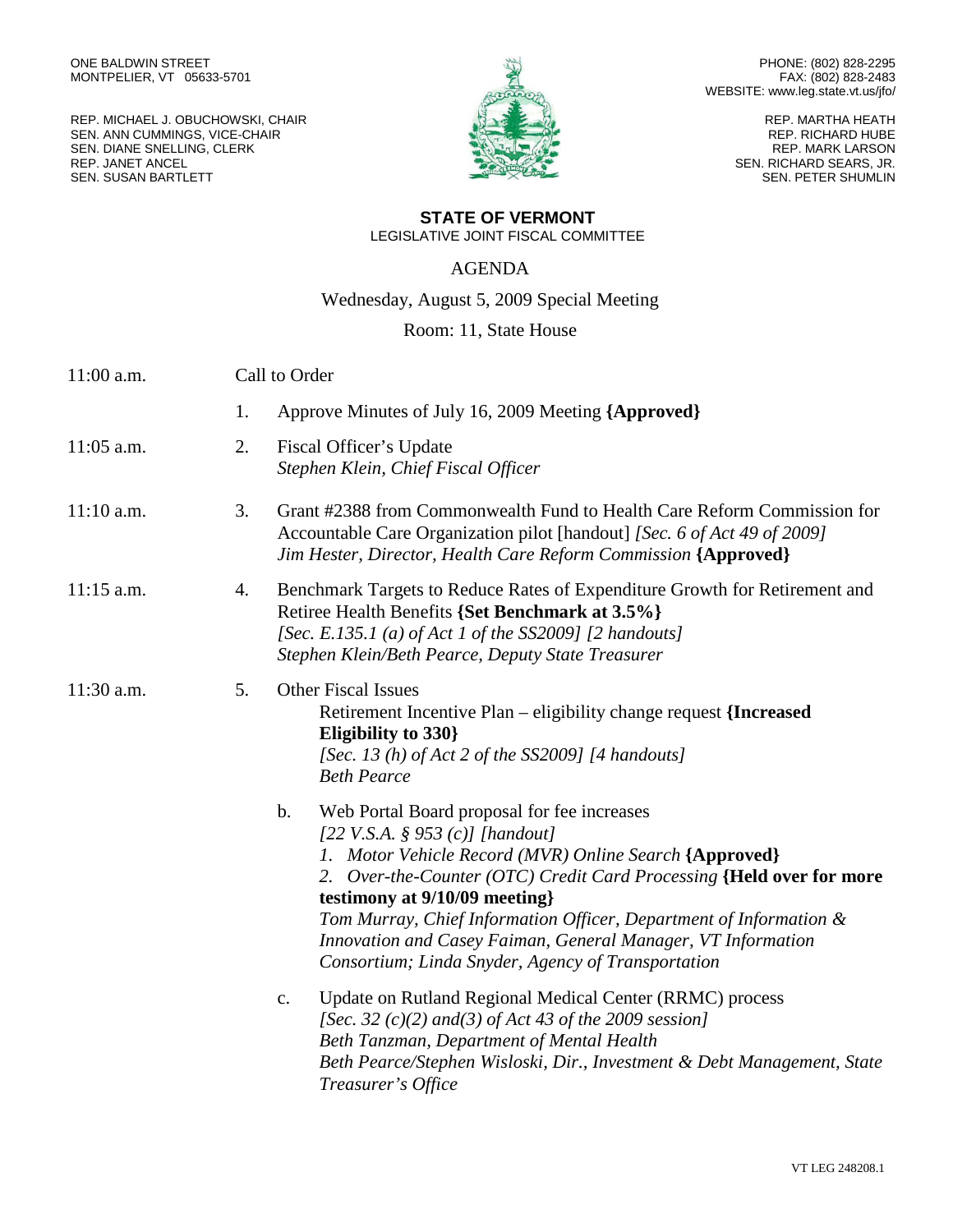ONE BALDWIN STREET
MONTPELIER, VT 05633-5701

REP. MICHAEL J. OBUCHOWSKI, CHAIR
SEN. ANN CUMMINGS, VICE-CHAIR
SEN. DIANE SNELLING, CLERK
REP. JANET ANCEL
SEN. SUSAN BARTLETT

PHONE: (802) 828-2295
FAX: (802) 828-2483
WEBSITE: www.leg.state.vt.us/jfo/

REP. MARTHA HEATH
REP. RICHARD HUBE
REP. MARK LARSON
SEN. RICHARD SEARS, JR.
SEN. PETER SHUMLIN

## STATE OF VERMONT

LEGISLATIVE JOINT FISCAL COMMITTEE

## AGENDA

Wednesday, August 5, 2009 Special Meeting

Room: 11, State House

11:00 a.m. Call to Order

1. Approve Minutes of July 16, 2009 Meeting **{Approved}**

11:05 a.m.

2. Fiscal Officer's Update
   *Stephen Klein, Chief Fiscal Officer*

11:10 a.m.

3. Grant #2388 from Commonwealth Fund to Health Care Reform Commission for Accountable Care Organization pilot [handout] *[Sec. 6 of Act 49 of 2009]*
   *Jim Hester, Director, Health Care Reform Commission* **{Approved}**

11:15 a.m.

4. Benchmark Targets to Reduce Rates of Expenditure Growth for Retirement and Retiree Health Benefits **{Set Benchmark at 3.5%}**
   *[Sec. E.135.1 (a) of Act 1 of the SS2009] [2 handouts]*
   *Stephen Klein/Beth Pearce, Deputy State Treasurer*

11:30 a.m.

5. Other Fiscal Issues

   Retirement Incentive Plan – eligibility change request **{Increased Eligibility to 330}**
   *[Sec. 13 (h) of Act 2 of the SS2009] [4 handouts]*
   *Beth Pearce*

   b. Web Portal Board proposal for fee increases
      *[22 V.S.A. § 953 (c)] [handout]*
      1. *Motor Vehicle Record (MVR) Online Search* **{Approved}**
      2. *Over-the-Counter (OTC) Credit Card Processing* **{Held over for more testimony at 9/10/09 meeting}**

      *Tom Murray, Chief Information Officer, Department of Information & Innovation and Casey Faiman, General Manager, VT Information Consortium; Linda Snyder, Agency of Transportation*

   c. Update on Rutland Regional Medical Center (RRMC) process
      *[Sec. 32 (c)(2) and(3) of Act 43 of the 2009 session]*
      *Beth Tanzman, Department of Mental Health*
      *Beth Pearce/Stephen Wisloski, Dir., Investment & Debt Management, State Treasurer's Office*

VT LEG 248208.1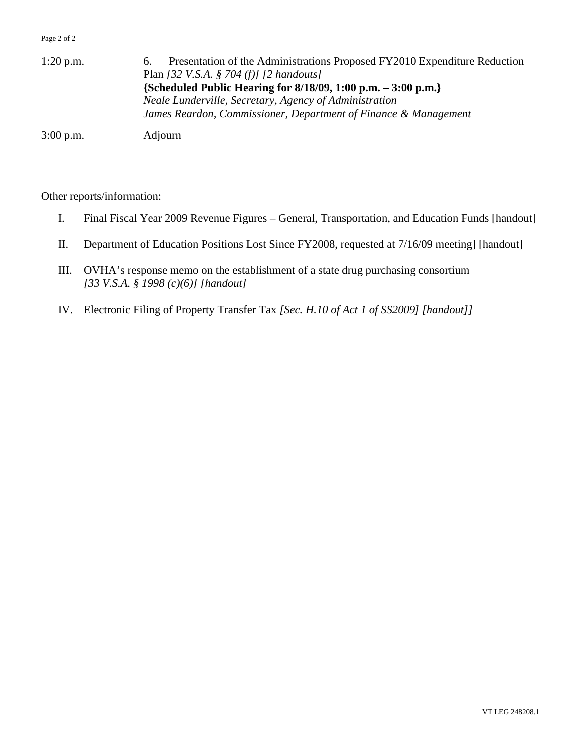1:20 p.m. 6. Presentation of the Administrations Proposed FY2010 Expenditure Reduction Plan *[32 V.S.A. § 704 (f)] [2 handouts]*
**{Scheduled Public Hearing for 8/18/09, 1:00 p.m. – 3:00 p.m.}**
*Neale Lunderville, Secretary, Agency of Administration*
*James Reardon, Commissioner, Department of Finance & Management*

3:00 p.m. Adjourn

Other reports/information:

I. Final Fiscal Year 2009 Revenue Figures – General, Transportation, and Education Funds [handout]

II. Department of Education Positions Lost Since FY2008, requested at 7/16/09 meeting] [handout]

III. OVHA's response memo on the establishment of a state drug purchasing consortium *[33 V.S.A. § 1998 (c)(6)] [handout]*

IV. Electronic Filing of Property Transfer Tax *[Sec. H.10 of Act 1 of SS2009] [handout]]*

VT LEG 248208.1